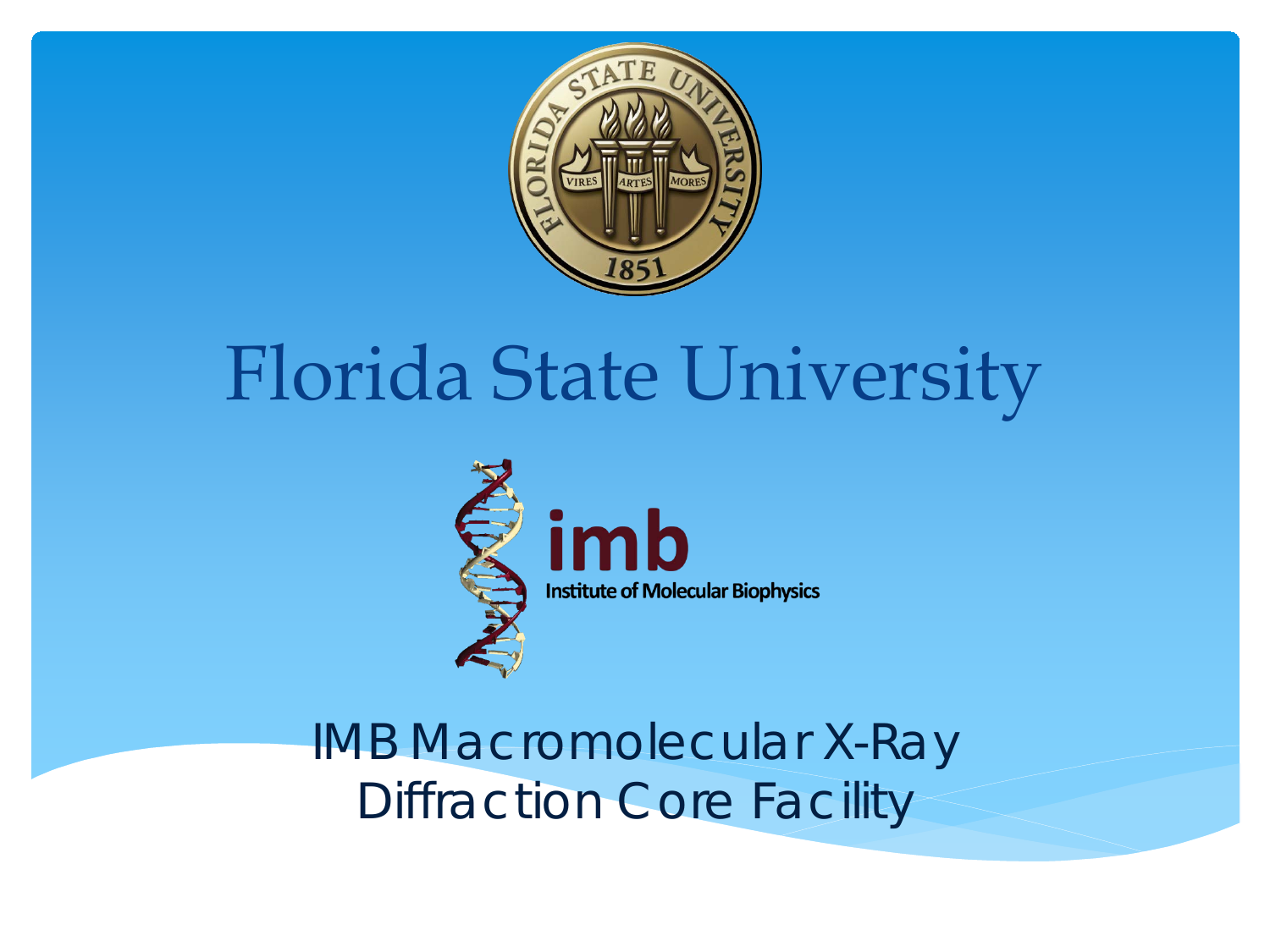# Florida State University

**imb**

Institute of Molecular Biophysics

## IMB Macromolecular X-Ray Diffraction Core Facility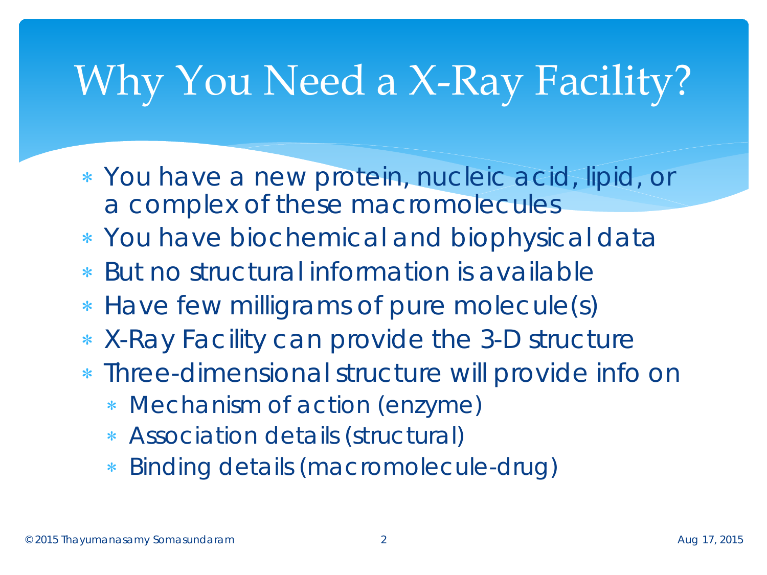# Why You Need a X-Ray Facility?

- You have a new protein, nucleic acid, lipid, or a complex of these macromolecules
- You have biochemical and biophysical data
- But no structural information is available
- Have few milligrams of pure molecule(s)
- X-Ray Facility can provide the 3-D structure
- Three-dimensional structure will provide info on
  - Mechanism of action (enzyme)
  - Association details (structural)
  - Binding details (macromolecule-drug)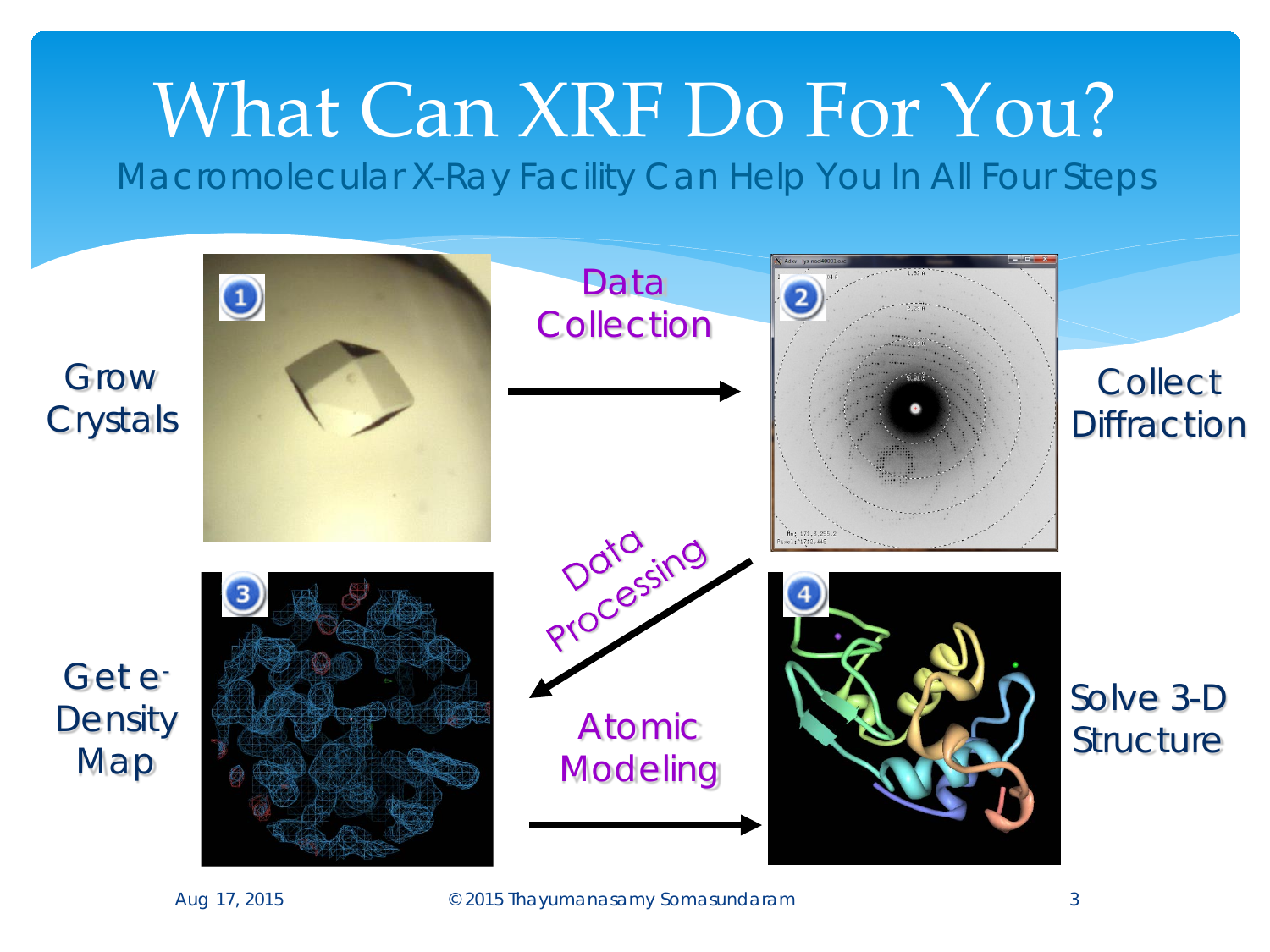# What Can XRF Do For You?

## Macromolecular X-Ray Facility Can Help You In All Four Steps

1. Grow Crystals
2. Collect Diffraction
3. Get e- Density Map
4. Solve 3-D Structure

Grow Crystals → **Data Collection** → Collect Diffraction

Collect Diffraction → **Data Processing** → Get e- Density Map

Get e- Density Map → **Atomic Modeling** → Solve 3-D Structure

Aug 17, 2015 © 2015 Thayumanasamy Somasundaram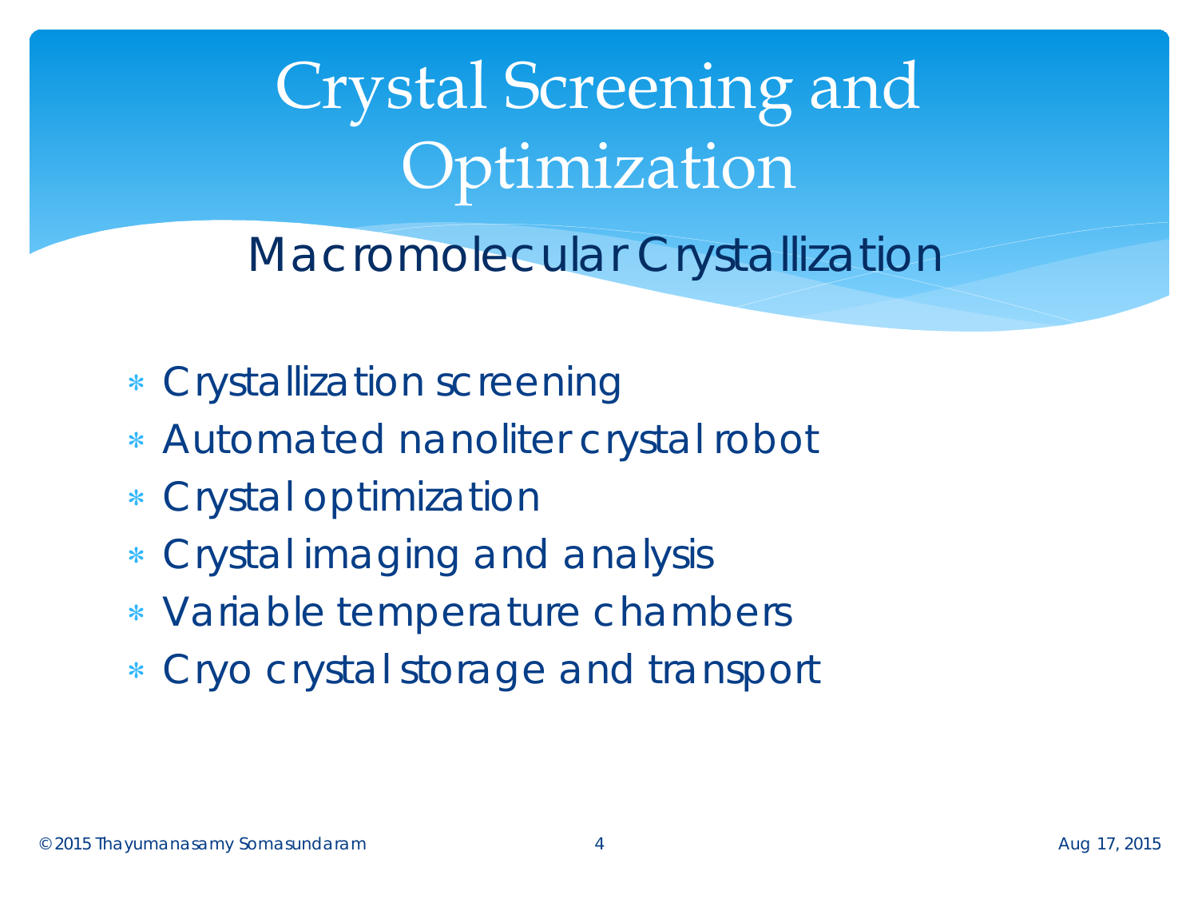# Crystal Screening and Optimization

## Macromolecular Crystallization

- Crystallization screening
- Automated nanoliter crystal robot
- Crystal optimization
- Crystal imaging and analysis
- Variable temperature chambers
- Cryo crystal storage and transport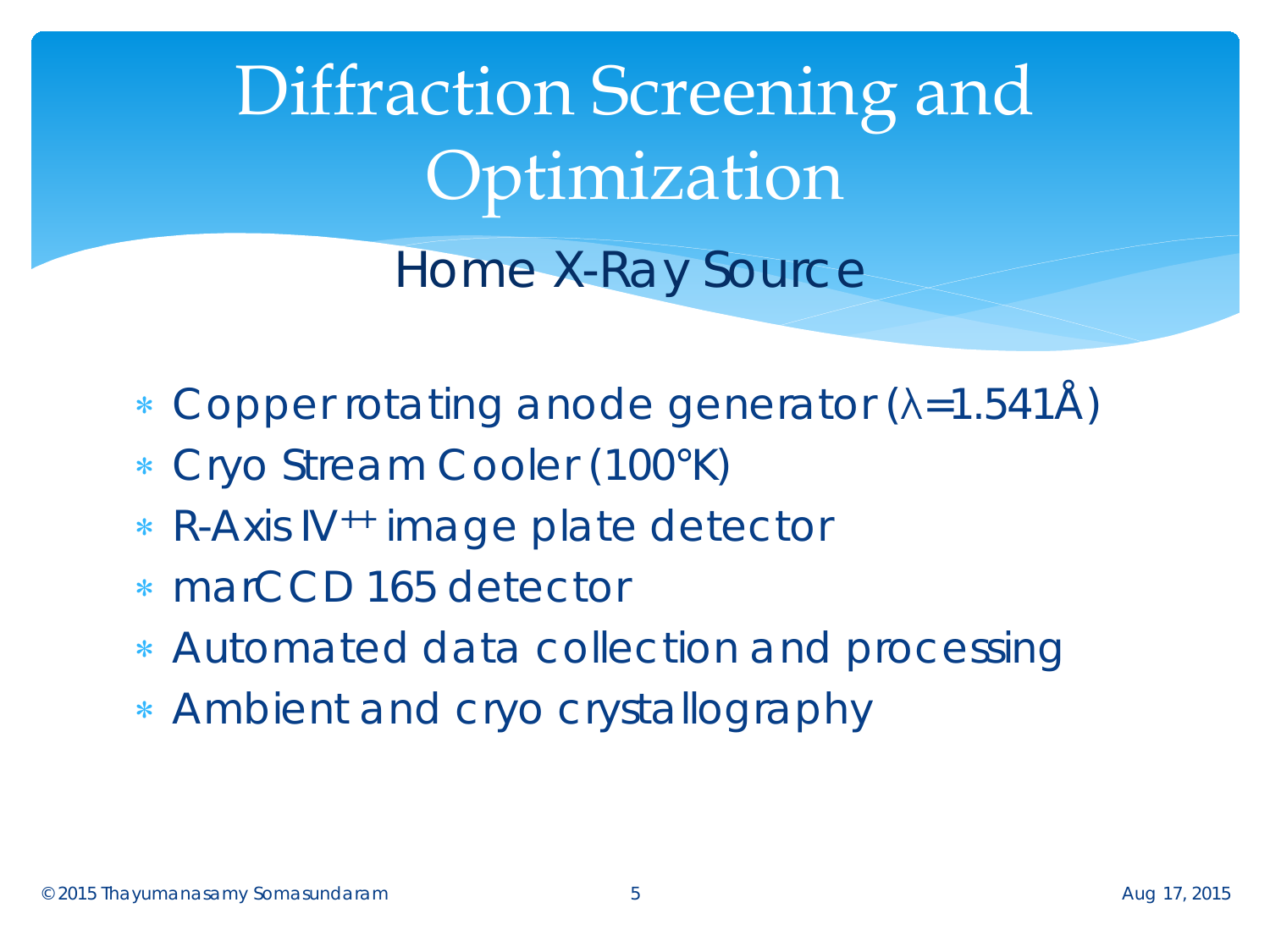# Diffraction Screening and Optimization

## Home X-Ray Source

- Copper rotating anode generator ($\lambda$=1.541Å)
- Cryo Stream Cooler (100°K)
- R-Axis IV$^{++}$ image plate detector
- marCCD 165 detector
- Automated data collection and processing
- Ambient and cryo crystallography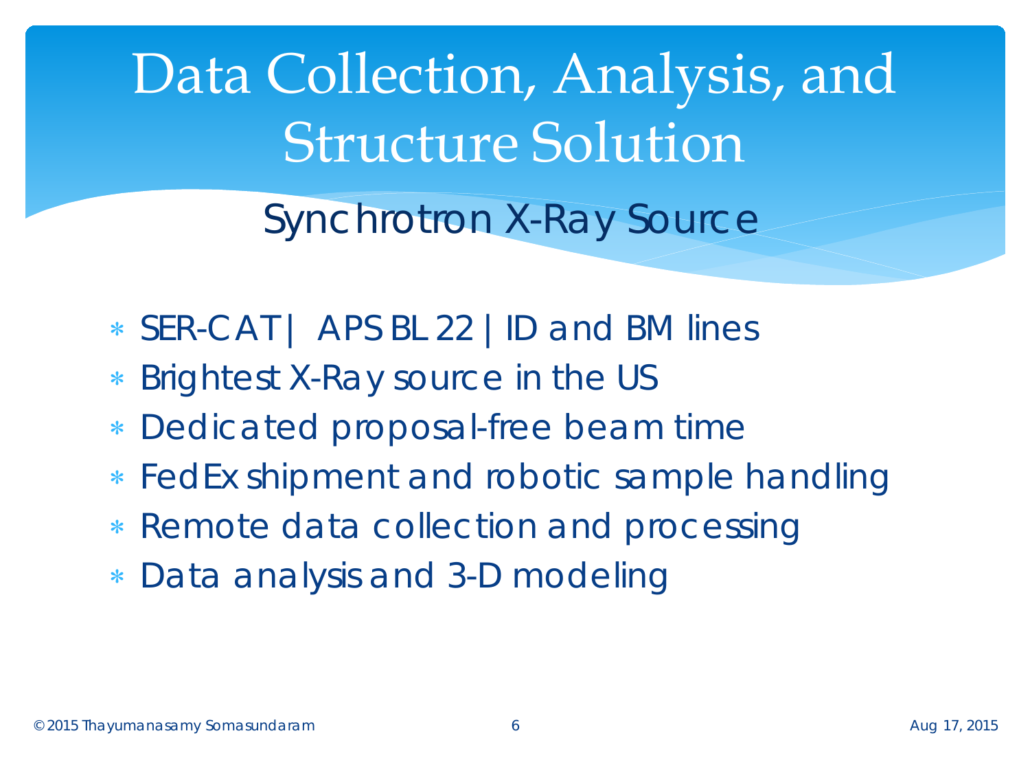# Data Collection, Analysis, and Structure Solution

## Synchrotron X-Ray Source

- SER-CAT | APS BL 22 | ID and BM lines
- Brightest X-Ray source in the US
- Dedicated proposal-free beam time
- FedEx shipment and robotic sample handling
- Remote data collection and processing
- Data analysis and 3-D modeling

© 2015 Thayumanasamy Somasundaram

Aug 17, 2015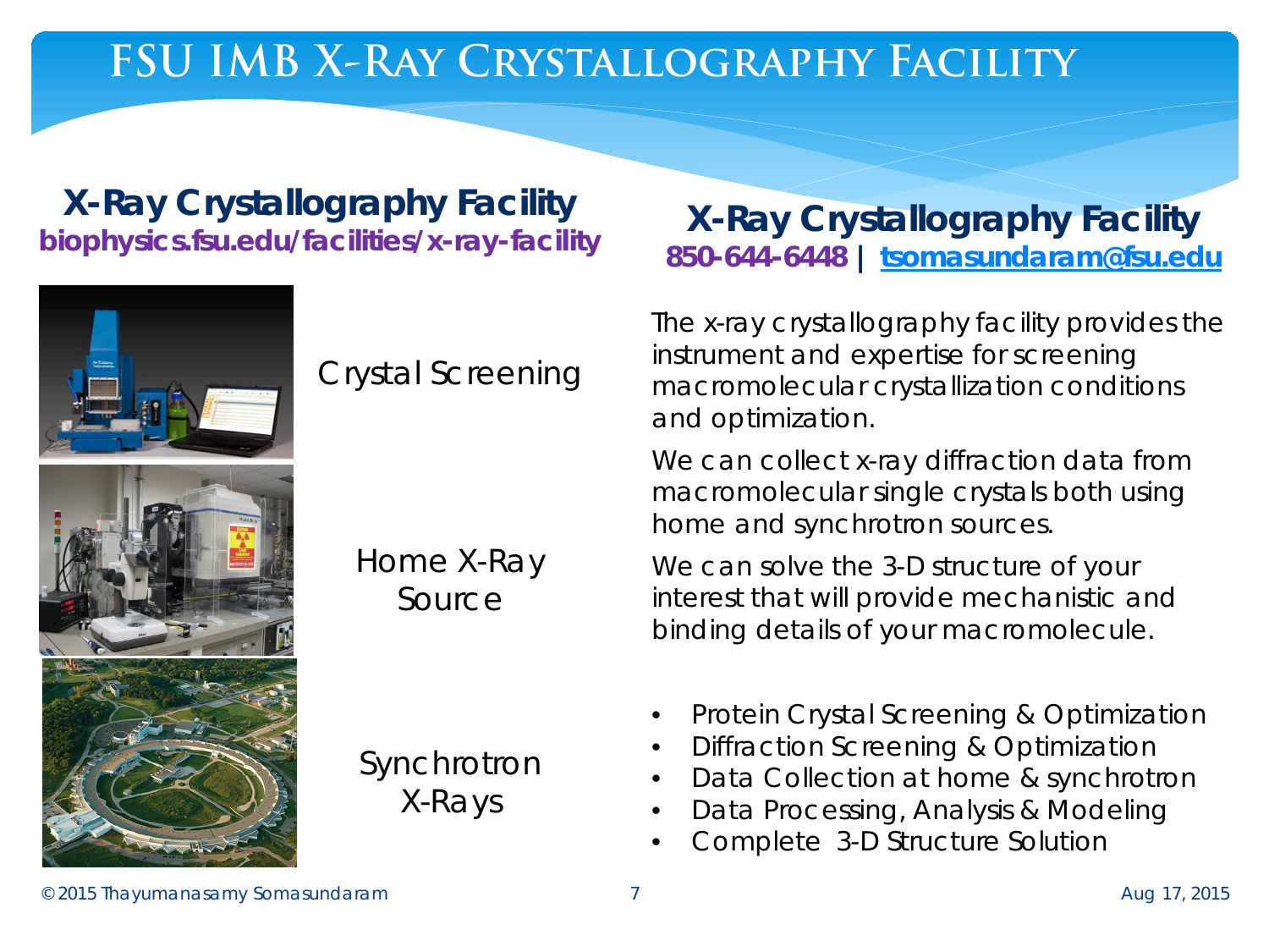# FSU IMB X-Ray Crystallography Facility

## X-Ray Crystallography Facility

**biophysics.fsu.edu/facilities/x-ray-facility**

Crystal Screening

Home X-Ray Source

Synchrotron X-Rays

## X-Ray Crystallography Facility

**850-644-6448 | tsomasundaram@fsu.edu**

The x-ray crystallography facility provides the instrument and expertise for screening macromolecular crystallization conditions and optimization.

We can collect x-ray diffraction data from macromolecular single crystals both using home and synchrotron sources.

We can solve the 3-D structure of your interest that will provide mechanistic and binding details of your macromolecule.

- Protein Crystal Screening & Optimization
- Diffraction Screening & Optimization
- Data Collection at home & synchrotron
- Data Processing, Analysis & Modeling
- Complete 3-D Structure Solution

© 2015 Thayumanasamy Somasundaram

Aug 17, 2015